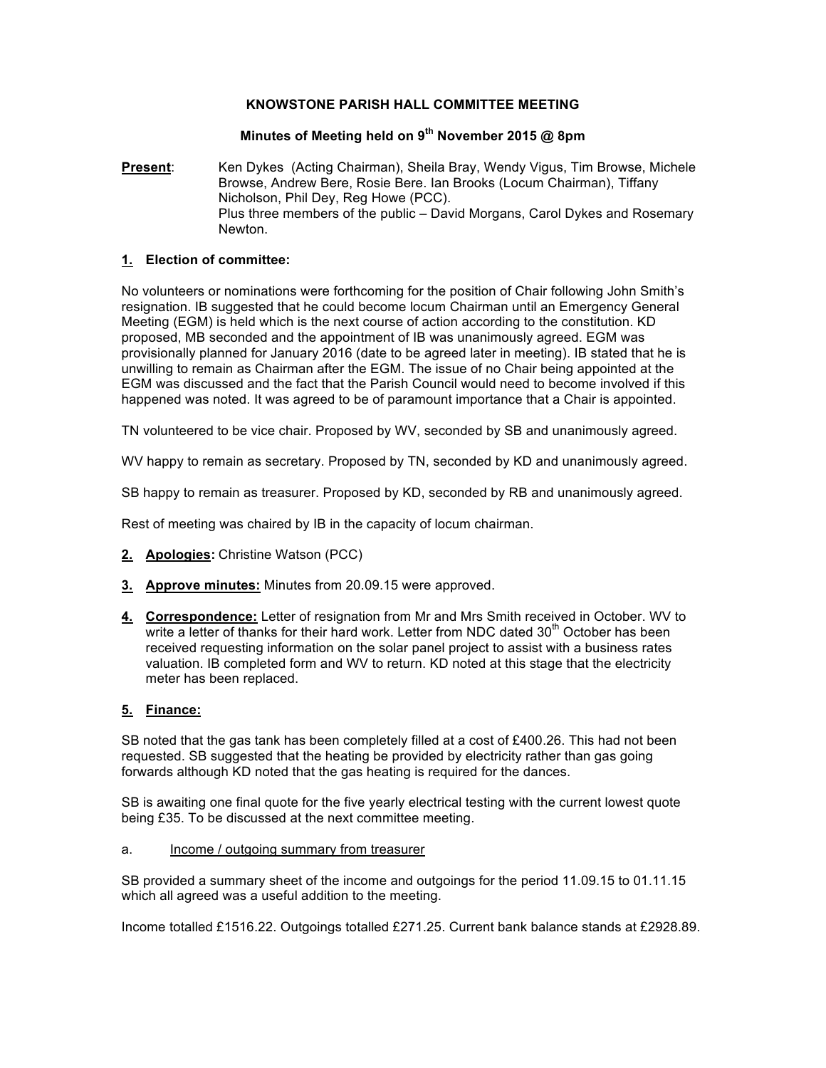# KNOWSTONE PARISH HALL COMMITTEE MEETING

## Minutes of Meeting held on 9th November 2015 @ 8pm

**Present**: Ken Dykes (Acting Chairman), Sheila Bray, Wendy Vigus, Tim Browse, Michele Browse, Andrew Bere, Rosie Bere. Ian Brooks (Locum Chairman), Tiffany Nicholson, Phil Dey, Reg Howe (PCC).
Plus three members of the public – David Morgans, Carol Dykes and Rosemary Newton.

### 1. Election of committee:

No volunteers or nominations were forthcoming for the position of Chair following John Smith's resignation. IB suggested that he could become locum Chairman until an Emergency General Meeting (EGM) is held which is the next course of action according to the constitution. KD proposed, MB seconded and the appointment of IB was unanimously agreed. EGM was provisionally planned for January 2016 (date to be agreed later in meeting). IB stated that he is unwilling to remain as Chairman after the EGM. The issue of no Chair being appointed at the EGM was discussed and the fact that the Parish Council would need to become involved if this happened was noted. It was agreed to be of paramount importance that a Chair is appointed.

TN volunteered to be vice chair. Proposed by WV, seconded by SB and unanimously agreed.

WV happy to remain as secretary. Proposed by TN, seconded by KD and unanimously agreed.

SB happy to remain as treasurer. Proposed by KD, seconded by RB and unanimously agreed.

Rest of meeting was chaired by IB in the capacity of locum chairman.

2. **Apologies:** Christine Watson (PCC)

3. **Approve minutes:** Minutes from 20.09.15 were approved.

4. **Correspondence:** Letter of resignation from Mr and Mrs Smith received in October. WV to write a letter of thanks for their hard work. Letter from NDC dated 30th October has been received requesting information on the solar panel project to assist with a business rates valuation. IB completed form and WV to return. KD noted at this stage that the electricity meter has been replaced.

### 5. Finance:

SB noted that the gas tank has been completely filled at a cost of £400.26. This had not been requested. SB suggested that the heating be provided by electricity rather than gas going forwards although KD noted that the gas heating is required for the dances.

SB is awaiting one final quote for the five yearly electrical testing with the current lowest quote being £35. To be discussed at the next committee meeting.

a. Income / outgoing summary from treasurer

SB provided a summary sheet of the income and outgoings for the period 11.09.15 to 01.11.15 which all agreed was a useful addition to the meeting.

Income totalled £1516.22. Outgoings totalled £271.25. Current bank balance stands at £2928.89.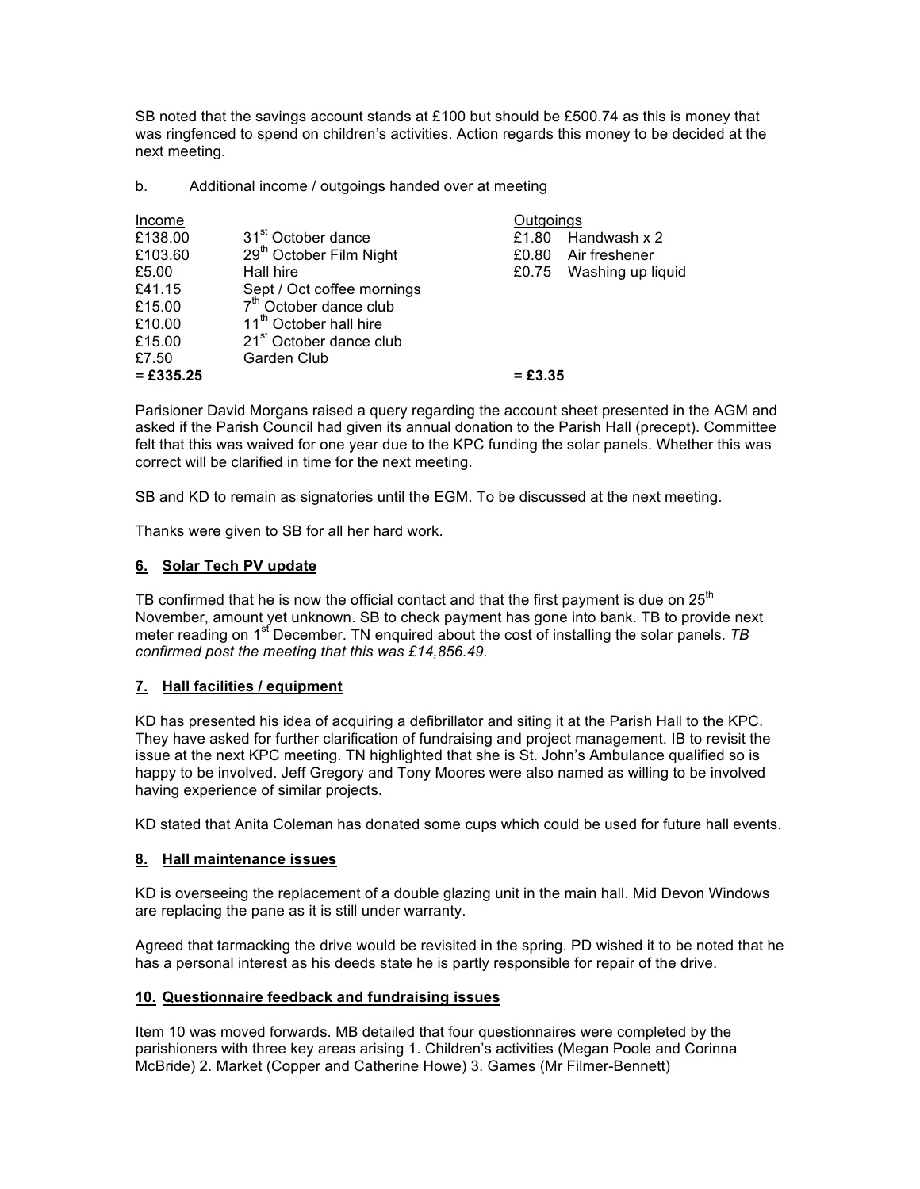SB noted that the savings account stands at £100 but should be £500.74 as this is money that was ringfenced to spend on children's activities. Action regards this money to be decided at the next meeting.

b. Additional income / outgoings handed over at meeting

| Income | | Outgoings | |
|---|---|---|---|
| £138.00 | 31st October dance | £1.80 | Handwash x 2 |
| £103.60 | 29th October Film Night | £0.80 | Air freshener |
| £5.00 | Hall hire | £0.75 | Washing up liquid |
| £41.15 | Sept / Oct coffee mornings | | |
| £15.00 | 7th October dance club | | |
| £10.00 | 11th October hall hire | | |
| £15.00 | 21st October dance club | | |
| £7.50 | Garden Club | | |
| **= £335.25** | | **= £3.35** | |

Parisioner David Morgans raised a query regarding the account sheet presented in the AGM and asked if the Parish Council had given its annual donation to the Parish Hall (precept). Committee felt that this was waived for one year due to the KPC funding the solar panels. Whether this was correct will be clarified in time for the next meeting.

SB and KD to remain as signatories until the EGM. To be discussed at the next meeting.

Thanks were given to SB for all her hard work.

## 6. Solar Tech PV update

TB confirmed that he is now the official contact and that the first payment is due on 25th November, amount yet unknown. SB to check payment has gone into bank. TB to provide next meter reading on 1st December. TN enquired about the cost of installing the solar panels. *TB confirmed post the meeting that this was £14,856.49.*

## 7. Hall facilities / equipment

KD has presented his idea of acquiring a defibrillator and siting it at the Parish Hall to the KPC. They have asked for further clarification of fundraising and project management. IB to revisit the issue at the next KPC meeting. TN highlighted that she is St. John's Ambulance qualified so is happy to be involved. Jeff Gregory and Tony Moores were also named as willing to be involved having experience of similar projects.

KD stated that Anita Coleman has donated some cups which could be used for future hall events.

## 8. Hall maintenance issues

KD is overseeing the replacement of a double glazing unit in the main hall. Mid Devon Windows are replacing the pane as it is still under warranty.

Agreed that tarmacking the drive would be revisited in the spring. PD wished it to be noted that he has a personal interest as his deeds state he is partly responsible for repair of the drive.

## 10. Questionnaire feedback and fundraising issues

Item 10 was moved forwards. MB detailed that four questionnaires were completed by the parishioners with three key areas arising 1. Children's activities (Megan Poole and Corinna McBride) 2. Market (Copper and Catherine Howe) 3. Games (Mr Filmer-Bennett)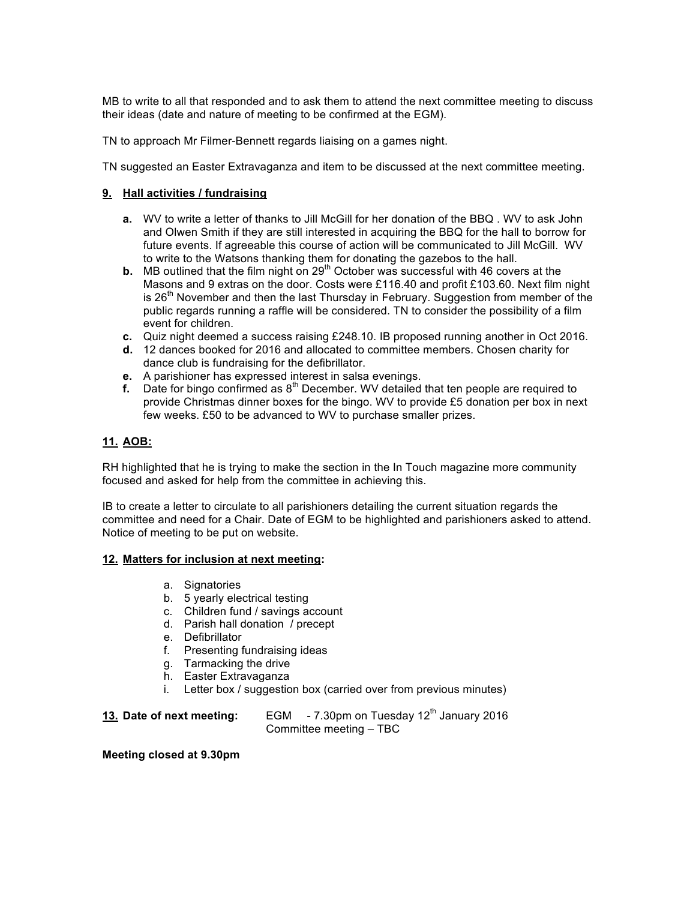MB to write to all that responded and to ask them to attend the next committee meeting to discuss their ideas (date and nature of meeting to be confirmed at the EGM).

TN to approach Mr Filmer-Bennett regards liaising on a games night.

TN suggested an Easter Extravaganza and item to be discussed at the next committee meeting.

**9. Hall activities / fundraising**

- **a.** WV to write a letter of thanks to Jill McGill for her donation of the BBQ . WV to ask John and Olwen Smith if they are still interested in acquiring the BBQ for the hall to borrow for future events. If agreeable this course of action will be communicated to Jill McGill. WV to write to the Watsons thanking them for donating the gazebos to the hall.
- **b.** MB outlined that the film night on 29th October was successful with 46 covers at the Masons and 9 extras on the door. Costs were £116.40 and profit £103.60. Next film night is 26th November and then the last Thursday in February. Suggestion from member of the public regards running a raffle will be considered. TN to consider the possibility of a film event for children.
- **c.** Quiz night deemed a success raising £248.10. IB proposed running another in Oct 2016.
- **d.** 12 dances booked for 2016 and allocated to committee members. Chosen charity for dance club is fundraising for the defibrillator.
- **e.** A parishioner has expressed interest in salsa evenings.
- **f.** Date for bingo confirmed as 8th December. WV detailed that ten people are required to provide Christmas dinner boxes for the bingo. WV to provide £5 donation per box in next few weeks. £50 to be advanced to WV to purchase smaller prizes.

**11. AOB:**

RH highlighted that he is trying to make the section in the In Touch magazine more community focused and asked for help from the committee in achieving this.

IB to create a letter to circulate to all parishioners detailing the current situation regards the committee and need for a Chair. Date of EGM to be highlighted and parishioners asked to attend. Notice of meeting to be put on website.

**12. Matters for inclusion at next meeting:**

a. Signatories
b. 5 yearly electrical testing
c. Children fund / savings account
d. Parish hall donation / precept
e. Defibrillator
f. Presenting fundraising ideas
g. Tarmacking the drive
h. Easter Extravaganza
i. Letter box / suggestion box (carried over from previous minutes)

**13. Date of next meeting:** EGM - 7.30pm on Tuesday 12th January 2016
Committee meeting – TBC

**Meeting closed at 9.30pm**